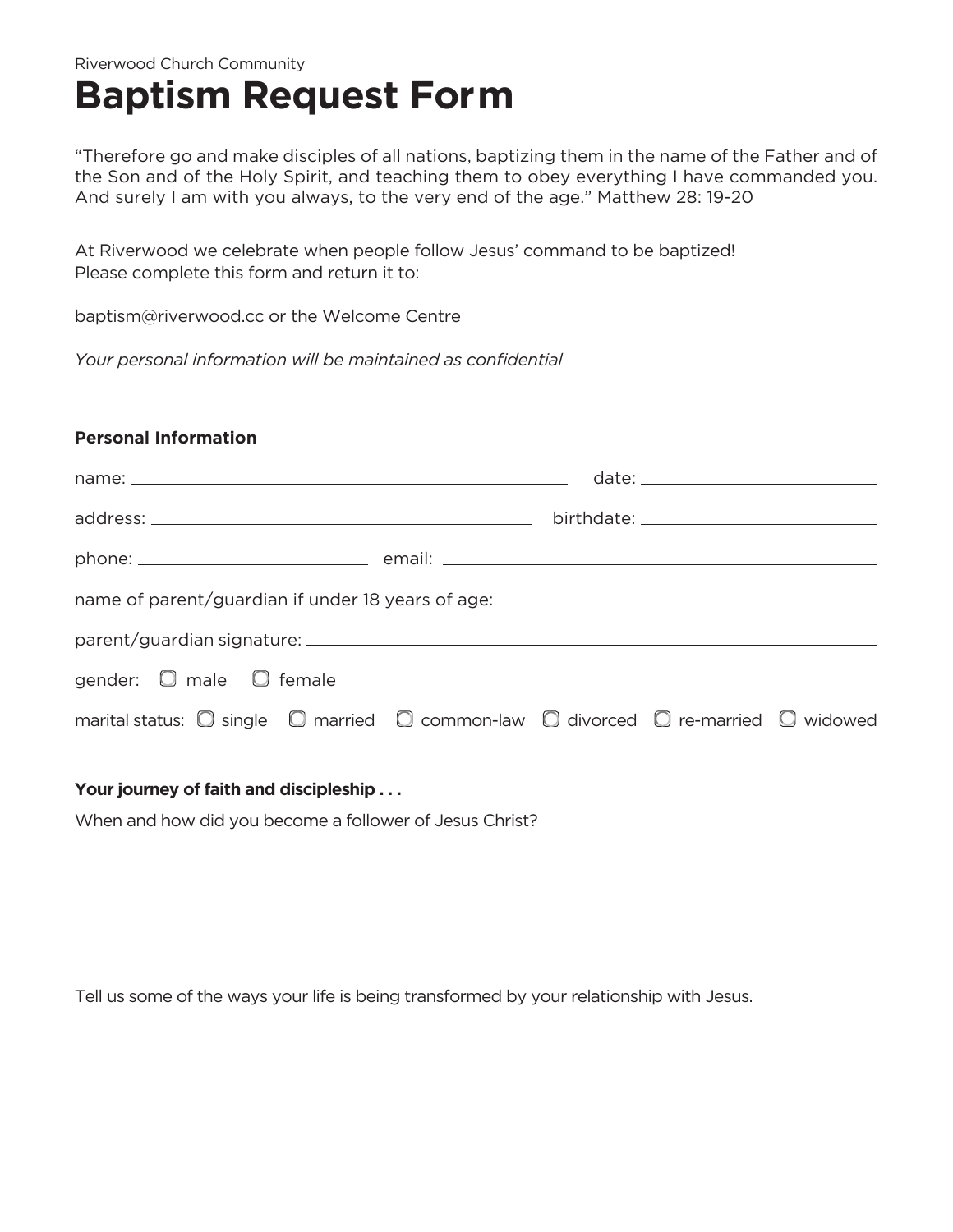Riverwood Church Community

# Baptism Request Form

"Therefore go and make disciples of all nations, baptizing them in the name of the Father and of the Son and of the Holy Spirit, and teaching them to obey everything I have commanded you. And surely I am with you always, to the very end of the age." Matthew 28: 19-20

At Riverwood we celebrate when people follow Jesus' command to be baptized!
Please complete this form and return it to:

baptism@riverwood.cc or the Welcome Centre

*Your personal information will be maintained as confidential*

**Personal Information**

name: ______________________________ date: ______________________

address: ______________________________ birthdate: ______________________

phone: ____________________ email: ______________________________

name of parent/guardian if under 18 years of age: ______________________________

parent/guardian signature: ______________________________

gender: ☐ male ☐ female

marital status: ☐ single ☐ married ☐ common-law ☐ divorced ☐ re-married ☐ widowed

**Your journey of faith and discipleship . . .**

When and how did you become a follower of Jesus Christ?

Tell us some of the ways your life is being transformed by your relationship with Jesus.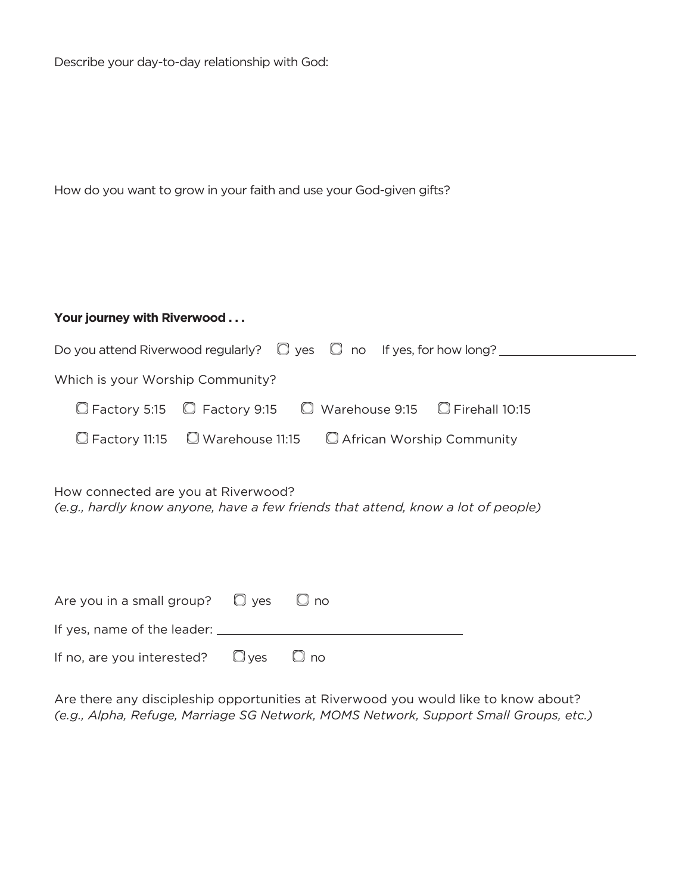Describe your day-to-day relationship with God:

How do you want to grow in your faith and use your God-given gifts?

**Your journey with Riverwood . . .**

Do you attend Riverwood regularly? ☐ yes ☐ no If yes, for how long? ____________________

Which is your Worship Community?

☐ Factory 5:15 ☐ Factory 9:15 ☐ Warehouse 9:15 ☐ Firehall 10:15

☐ Factory 11:15 ☐ Warehouse 11:15 ☐ African Worship Community

How connected are you at Riverwood?
*(e.g., hardly know anyone, have a few friends that attend, know a lot of people)*

Are you in a small group? ☐ yes ☐ no

If yes, name of the leader: ____________________________________

If no, are you interested? ☐ yes ☐ no

Are there any discipleship opportunities at Riverwood you would like to know about?
*(e.g., Alpha, Refuge, Marriage SG Network, MOMS Network, Support Small Groups, etc.)*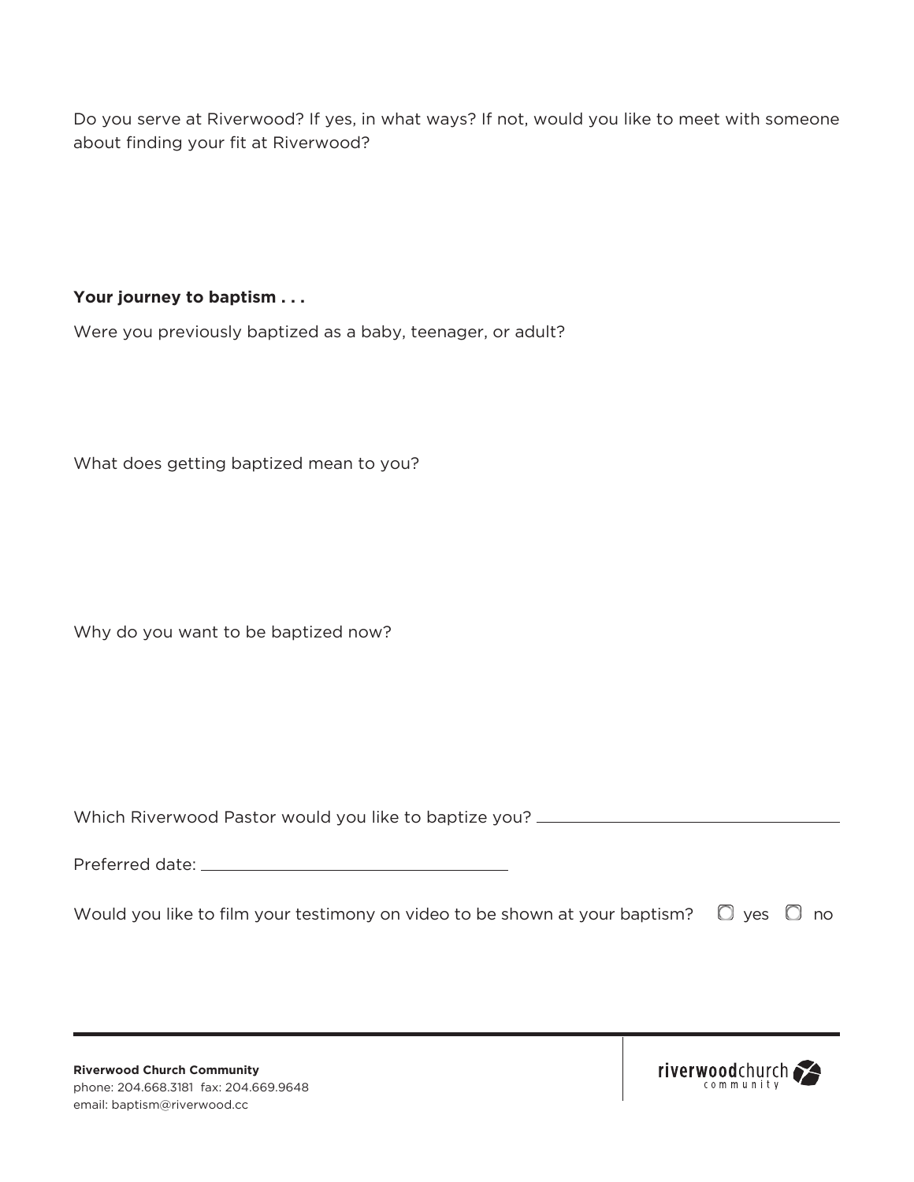Do you serve at Riverwood? If yes, in what ways? If not, would you like to meet with someone about finding your fit at Riverwood?

**Your journey to baptism . . .**

Were you previously baptized as a baby, teenager, or adult?

What does getting baptized mean to you?

Why do you want to be baptized now?

Which Riverwood Pastor would you like to baptize you? ____________________

Preferred date: ____________________

Would you like to film your testimony on video to be shown at your baptism? ☐ yes ☐ no

**Riverwood Church Community**
phone: 204.668.3181 fax: 204.669.9648
email: baptism@riverwood.cc

riverwoodchurch community